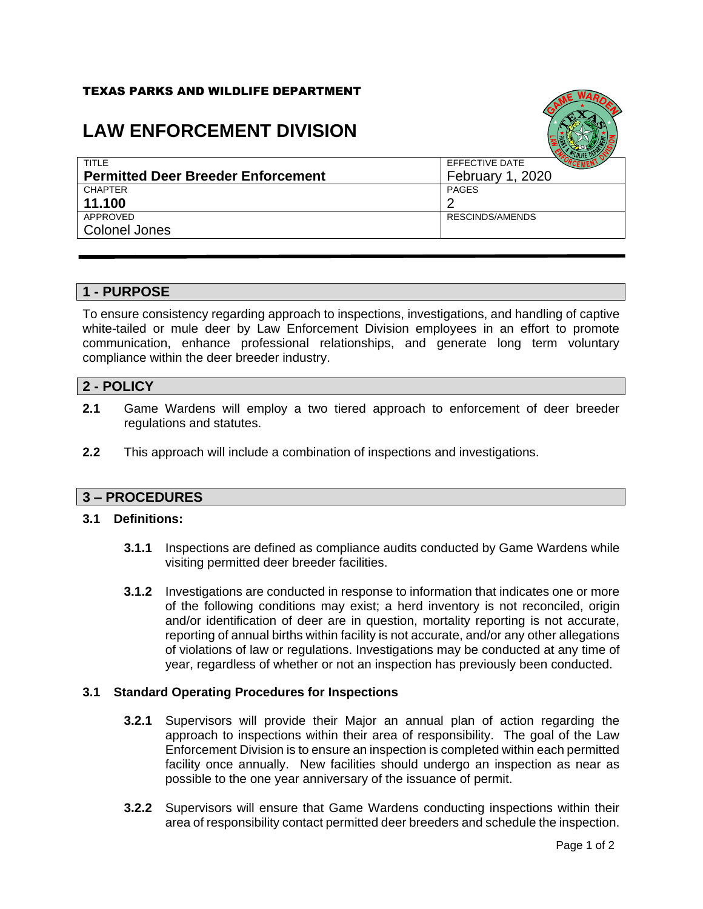TEXAS PARKS AND WILDLIFE DEPARTMENT

# LAW ENFORCEMENT DIVISION

| TITLE | EFFECTIVE DATE |
| --- | --- |
| **Permitted Deer Breeder Enforcement** | February 1, 2020 |
| CHAPTER | PAGES |
| **11.100** | 2 |
| APPROVED | RESCINDS/AMENDS |
| Colonel Jones | |

## 1 - PURPOSE

To ensure consistency regarding approach to inspections, investigations, and handling of captive white-tailed or mule deer by Law Enforcement Division employees in an effort to promote communication, enhance professional relationships, and generate long term voluntary compliance within the deer breeder industry.

## 2 - POLICY

**2.1** Game Wardens will employ a two tiered approach to enforcement of deer breeder regulations and statutes.

**2.2** This approach will include a combination of inspections and investigations.

## 3 – PROCEDURES

### 3.1 Definitions:

**3.1.1** Inspections are defined as compliance audits conducted by Game Wardens while visiting permitted deer breeder facilities.

**3.1.2** Investigations are conducted in response to information that indicates one or more of the following conditions may exist; a herd inventory is not reconciled, origin and/or identification of deer are in question, mortality reporting is not accurate, reporting of annual births within facility is not accurate, and/or any other allegations of violations of law or regulations. Investigations may be conducted at any time of year, regardless of whether or not an inspection has previously been conducted.

### 3.1 Standard Operating Procedures for Inspections

**3.2.1** Supervisors will provide their Major an annual plan of action regarding the approach to inspections within their area of responsibility. The goal of the Law Enforcement Division is to ensure an inspection is completed within each permitted facility once annually. New facilities should undergo an inspection as near as possible to the one year anniversary of the issuance of permit.

**3.2.2** Supervisors will ensure that Game Wardens conducting inspections within their area of responsibility contact permitted deer breeders and schedule the inspection.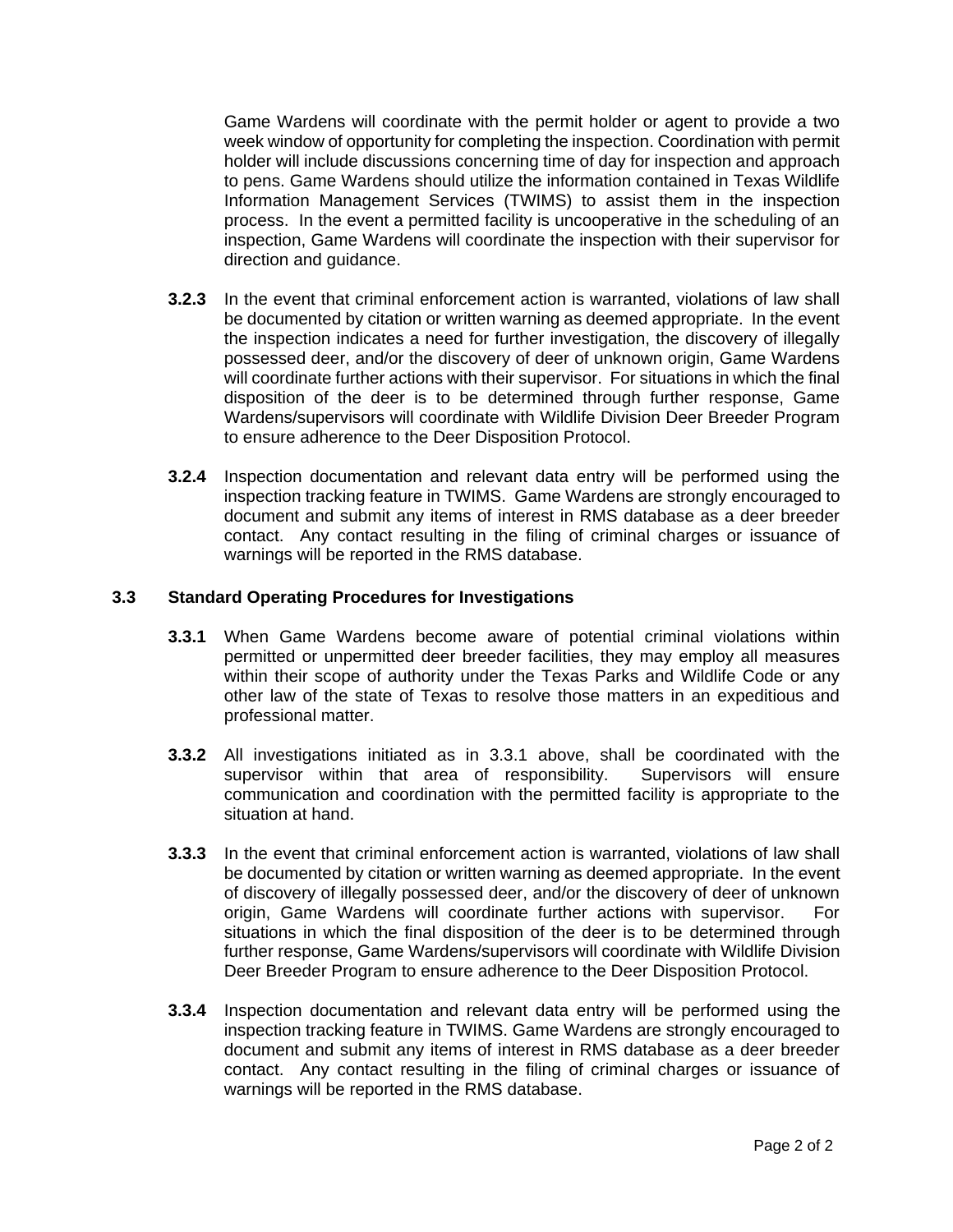Game Wardens will coordinate with the permit holder or agent to provide a two week window of opportunity for completing the inspection. Coordination with permit holder will include discussions concerning time of day for inspection and approach to pens. Game Wardens should utilize the information contained in Texas Wildlife Information Management Services (TWIMS) to assist them in the inspection process. In the event a permitted facility is uncooperative in the scheduling of an inspection, Game Wardens will coordinate the inspection with their supervisor for direction and guidance.

**3.2.3** In the event that criminal enforcement action is warranted, violations of law shall be documented by citation or written warning as deemed appropriate. In the event the inspection indicates a need for further investigation, the discovery of illegally possessed deer, and/or the discovery of deer of unknown origin, Game Wardens will coordinate further actions with their supervisor. For situations in which the final disposition of the deer is to be determined through further response, Game Wardens/supervisors will coordinate with Wildlife Division Deer Breeder Program to ensure adherence to the Deer Disposition Protocol.

**3.2.4** Inspection documentation and relevant data entry will be performed using the inspection tracking feature in TWIMS. Game Wardens are strongly encouraged to document and submit any items of interest in RMS database as a deer breeder contact. Any contact resulting in the filing of criminal charges or issuance of warnings will be reported in the RMS database.

### 3.3 Standard Operating Procedures for Investigations

**3.3.1** When Game Wardens become aware of potential criminal violations within permitted or unpermitted deer breeder facilities, they may employ all measures within their scope of authority under the Texas Parks and Wildlife Code or any other law of the state of Texas to resolve those matters in an expeditious and professional matter.

**3.3.2** All investigations initiated as in 3.3.1 above, shall be coordinated with the supervisor within that area of responsibility. Supervisors will ensure communication and coordination with the permitted facility is appropriate to the situation at hand.

**3.3.3** In the event that criminal enforcement action is warranted, violations of law shall be documented by citation or written warning as deemed appropriate. In the event of discovery of illegally possessed deer, and/or the discovery of deer of unknown origin, Game Wardens will coordinate further actions with supervisor. For situations in which the final disposition of the deer is to be determined through further response, Game Wardens/supervisors will coordinate with Wildlife Division Deer Breeder Program to ensure adherence to the Deer Disposition Protocol.

**3.3.4** Inspection documentation and relevant data entry will be performed using the inspection tracking feature in TWIMS. Game Wardens are strongly encouraged to document and submit any items of interest in RMS database as a deer breeder contact. Any contact resulting in the filing of criminal charges or issuance of warnings will be reported in the RMS database.